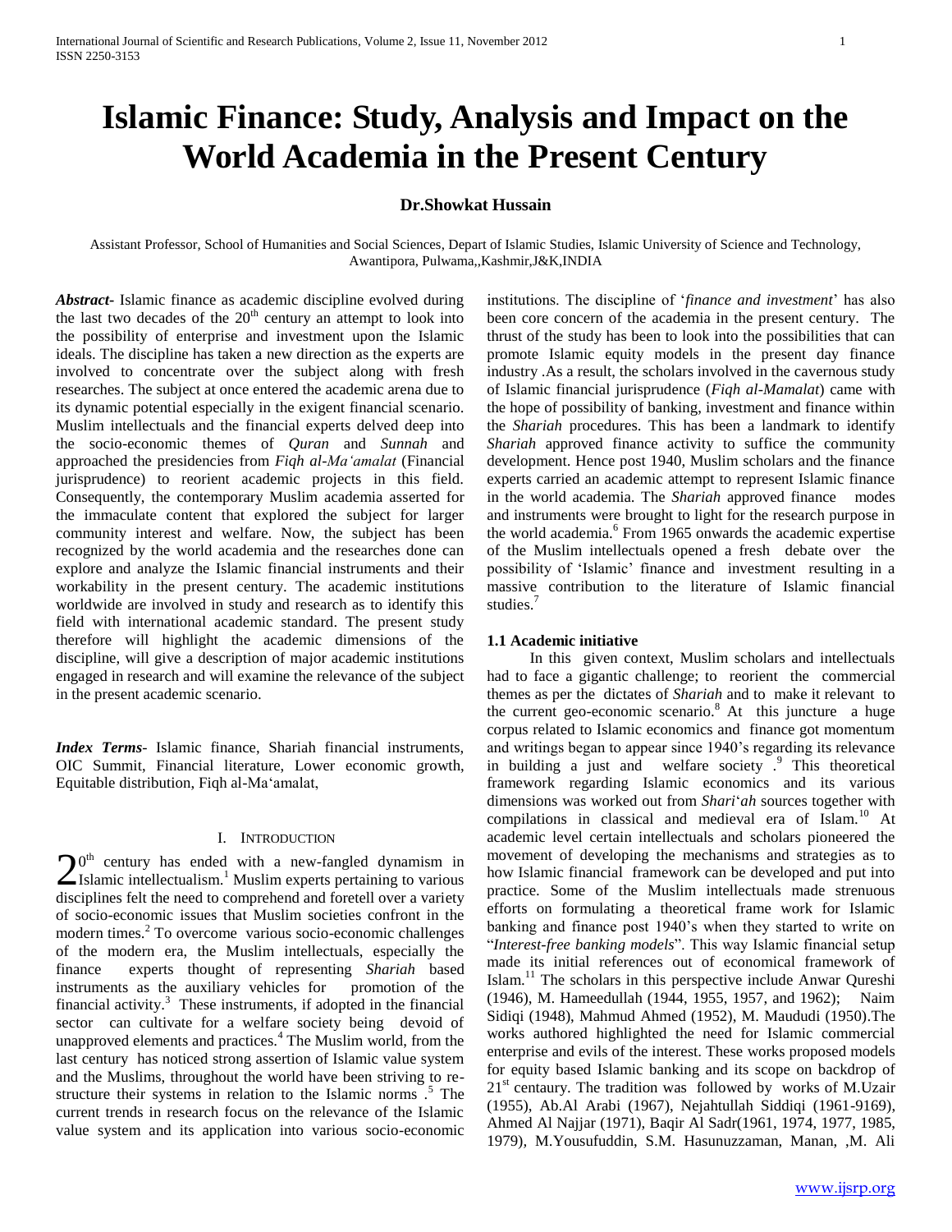# Islamic Finance: Study, Analysis and Impact on the World Academia in the Present Century

**Dr.Showkat Hussain**

Assistant Professor, School of Humanities and Social Sciences, Depart of Islamic Studies, Islamic University of Science and Technology, Awantipora, Pulwama,,Kashmir,J&K,INDIA

***Abstract-*** Islamic finance as academic discipline evolved during the last two decades of the 20th century an attempt to look into the possibility of enterprise and investment upon the Islamic ideals. The discipline has taken a new direction as the experts are involved to concentrate over the subject along with fresh researches. The subject at once entered the academic arena due to its dynamic potential especially in the exigent financial scenario. Muslim intellectuals and the financial experts delved deep into the socio-economic themes of *Quran* and *Sunnah* and approached the presidencies from *Fiqh al-Ma'amalat* (Financial jurisprudence) to reorient academic projects in this field. Consequently, the contemporary Muslim academia asserted for the immaculate content that explored the subject for larger community interest and welfare. Now, the subject has been recognized by the world academia and the researches done can explore and analyze the Islamic financial instruments and their workability in the present century. The academic institutions worldwide are involved in study and research as to identify this field with international academic standard. The present study therefore will highlight the academic dimensions of the discipline, will give a description of major academic institutions engaged in research and will examine the relevance of the subject in the present academic scenario.

***Index Terms-*** Islamic finance, Shariah financial instruments, OIC Summit, Financial literature, Lower economic growth, Equitable distribution, Fiqh al-Ma'amalat,

## I. INTRODUCTION

20th century has ended with a new-fangled dynamism in Islamic intellectualism.[1] Muslim experts pertaining to various disciplines felt the need to comprehend and foretell over a variety of socio-economic issues that Muslim societies confront in the modern times.[2] To overcome various socio-economic challenges of the modern era, the Muslim intellectuals, especially the finance experts thought of representing *Shariah* based instruments as the auxiliary vehicles for promotion of the financial activity.[3] These instruments, if adopted in the financial sector can cultivate for a welfare society being devoid of unapproved elements and practices.[4] The Muslim world, from the last century has noticed strong assertion of Islamic value system and the Muslims, throughout the world have been striving to re-structure their systems in relation to the Islamic norms .[5] The current trends in research focus on the relevance of the Islamic value system and its application into various socio-economic institutions. The discipline of '*finance and investment*' has also been core concern of the academia in the present century. The thrust of the study has been to look into the possibilities that can promote Islamic equity models in the present day finance industry .As a result, the scholars involved in the cavernous study of Islamic financial jurisprudence (*Fiqh al-Mamalat*) came with the hope of possibility of banking, investment and finance within the *Shariah* procedures. This has been a landmark to identify *Shariah* approved finance activity to suffice the community development. Hence post 1940, Muslim scholars and the finance experts carried an academic attempt to represent Islamic finance in the world academia. The *Shariah* approved finance modes and instruments were brought to light for the research purpose in the world academia.[6] From 1965 onwards the academic expertise of the Muslim intellectuals opened a fresh debate over the possibility of 'Islamic' finance and investment resulting in a massive contribution to the literature of Islamic financial studies.[7]

### 1.1 Academic initiative

In this given context, Muslim scholars and intellectuals had to face a gigantic challenge; to reorient the commercial themes as per the dictates of *Shariah* and to make it relevant to the current geo-economic scenario.[8] At this juncture a huge corpus related to Islamic economics and finance got momentum and writings began to appear since 1940's regarding its relevance in building a just and welfare society .[9] This theoretical framework regarding Islamic economics and its various dimensions was worked out from *Shari'ah* sources together with compilations in classical and medieval era of Islam.[10] At academic level certain intellectuals and scholars pioneered the movement of developing the mechanisms and strategies as to how Islamic financial framework can be developed and put into practice. Some of the Muslim intellectuals made strenuous efforts on formulating a theoretical frame work for Islamic banking and finance post 1940's when they started to write on "*Interest-free banking models*". This way Islamic financial setup made its initial references out of economical framework of Islam.[11] The scholars in this perspective include Anwar Qureshi (1946), M. Hameedullah (1944, 1955, 1957, and 1962); Naim Sidiqi (1948), Mahmud Ahmed (1952), M. Maududi (1950).The works authored highlighted the need for Islamic commercial enterprise and evils of the interest. These works proposed models for equity based Islamic banking and its scope on backdrop of 21st centaury. The tradition was followed by works of M.Uzair (1955), Ab.Al Arabi (1967), Nejahtullah Siddiqi (1961-9169), Ahmed Al Najjar (1971), Baqir Al Sadr(1961, 1974, 1977, 1985, 1979), M.Yousufuddin, S.M. Hasunuzzaman, Manan, ,M. Ali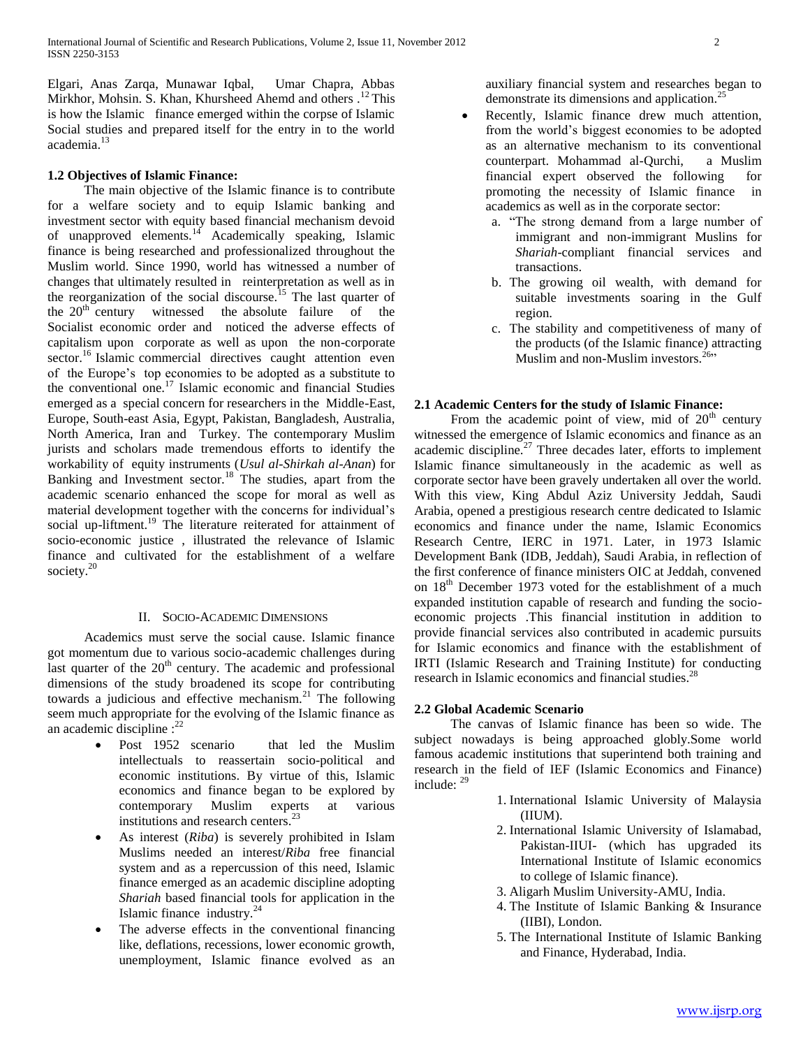Elgari, Anas Zarqa, Munawar Iqbal, Umar Chapra, Abbas Mirkhor, Mohsin. S. Khan, Khursheed Ahemd and others .[12] This is how the Islamic finance emerged within the corpse of Islamic Social studies and prepared itself for the entry in to the world academia.[13]

### 1.2 Objectives of Islamic Finance:

The main objective of the Islamic finance is to contribute for a welfare society and to equip Islamic banking and investment sector with equity based financial mechanism devoid of unapproved elements.[14] Academically speaking, Islamic finance is being researched and professionalized throughout the Muslim world. Since 1990, world has witnessed a number of changes that ultimately resulted in reinterpretation as well as in the reorganization of the social discourse.[15] The last quarter of the 20th century witnessed the absolute failure of the Socialist economic order and noticed the adverse effects of capitalism upon corporate as well as upon the non-corporate sector.[16] Islamic commercial directives caught attention even of the Europe's top economies to be adopted as a substitute to the conventional one.[17] Islamic economic and financial Studies emerged as a special concern for researchers in the Middle-East, Europe, South-east Asia, Egypt, Pakistan, Bangladesh, Australia, North America, Iran and Turkey. The contemporary Muslim jurists and scholars made tremendous efforts to identify the workability of equity instruments (*Usul al-Shirkah al-Anan*) for Banking and Investment sector.[18] The studies, apart from the academic scenario enhanced the scope for moral as well as material development together with the concerns for individual's social up-liftment.[19] The literature reiterated for attainment of socio-economic justice , illustrated the relevance of Islamic finance and cultivated for the establishment of a welfare society.[20]

## II. Socio-Academic Dimensions

Academics must serve the social cause. Islamic finance got momentum due to various socio-academic challenges during last quarter of the 20th century. The academic and professional dimensions of the study broadened its scope for contributing towards a judicious and effective mechanism.[21] The following seem much appropriate for the evolving of the Islamic finance as an academic discipline :[22]

- Post 1952 scenario that led the Muslim intellectuals to reassertain socio-political and economic institutions. By virtue of this, Islamic economics and finance began to be explored by contemporary Muslim experts at various institutions and research centers.[23]
- As interest (*Riba*) is severely prohibited in Islam Muslims needed an interest/*Riba* free financial system and as a repercussion of this need, Islamic finance emerged as an academic discipline adopting *Shariah* based financial tools for application in the Islamic finance industry.[24]
- The adverse effects in the conventional financing like, deflations, recessions, lower economic growth, unemployment, Islamic finance evolved as an auxiliary financial system and researches began to demonstrate its dimensions and application.[25]
- Recently, Islamic finance drew much attention, from the world's biggest economies to be adopted as an alternative mechanism to its conventional counterpart. Mohammad al-Qurchi, a Muslim financial expert observed the following for promoting the necessity of Islamic finance in academics as well as in the corporate sector:
  a. "The strong demand from a large number of immigrant and non-immigrant Muslims for *Shariah*-compliant financial services and transactions.
  b. The growing oil wealth, with demand for suitable investments soaring in the Gulf region.
  c. The stability and competitiveness of many of the products (of the Islamic finance) attracting Muslim and non-Muslim investors.[26]"

### 2.1 Academic Centers for the study of Islamic Finance:

From the academic point of view, mid of 20th century witnessed the emergence of Islamic economics and finance as an academic discipline.[27] Three decades later, efforts to implement Islamic finance simultaneously in the academic as well as corporate sector have been gravely undertaken all over the world. With this view, King Abdul Aziz University Jeddah, Saudi Arabia, opened a prestigious research centre dedicated to Islamic economics and finance under the name, Islamic Economics Research Centre, IERC in 1971. Later, in 1973 Islamic Development Bank (IDB, Jeddah), Saudi Arabia, in reflection of the first conference of finance ministers OIC at Jeddah, convened on 18th December 1973 voted for the establishment of a much expanded institution capable of research and funding the socio-economic projects .This financial institution in addition to provide financial services also contributed in academic pursuits for Islamic economics and finance with the establishment of IRTI (Islamic Research and Training Institute) for conducting research in Islamic economics and financial studies.[28]

### 2.2 Global Academic Scenario

The canvas of Islamic finance has been so wide. The subject nowadays is being approached globly.Some world famous academic institutions that superintend both training and research in the field of IEF (Islamic Economics and Finance) include: [29]

1. International Islamic University of Malaysia (IIUM).
2. International Islamic University of Islamabad, Pakistan-IIUI- (which has upgraded its International Institute of Islamic economics to college of Islamic finance).
3. Aligarh Muslim University-AMU, India.
4. The Institute of Islamic Banking & Insurance (IIBI), London.
5. The International Institute of Islamic Banking and Finance, Hyderabad, India.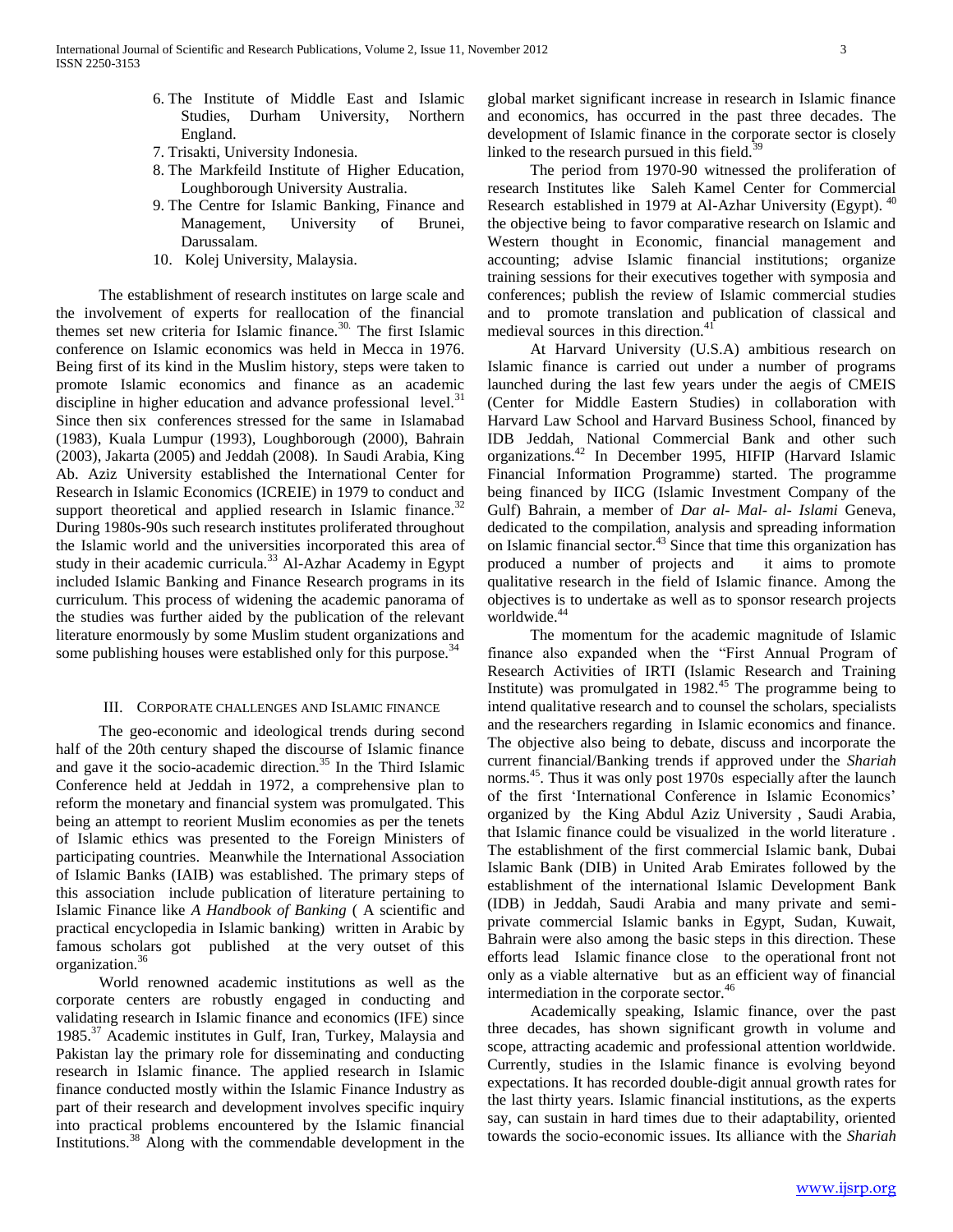6. The Institute of Middle East and Islamic Studies, Durham University, Northern England.
7. Trisakti, University Indonesia.
8. The Markfeild Institute of Higher Education, Loughborough University Australia.
9. The Centre for Islamic Banking, Finance and Management, University of Brunei, Darussalam.
10. Kolej University, Malaysia.

The establishment of research institutes on large scale and the involvement of experts for reallocation of the financial themes set new criteria for Islamic finance.[30.] The first Islamic conference on Islamic economics was held in Mecca in 1976. Being first of its kind in the Muslim history, steps were taken to promote Islamic economics and finance as an academic discipline in higher education and advance professional level.[31] Since then six conferences stressed for the same in Islamabad (1983), Kuala Lumpur (1993), Loughborough (2000), Bahrain (2003), Jakarta (2005) and Jeddah (2008). In Saudi Arabia, King Ab. Aziz University established the International Center for Research in Islamic Economics (ICREIE) in 1979 to conduct and support theoretical and applied research in Islamic finance.[32] During 1980s-90s such research institutes proliferated throughout the Islamic world and the universities incorporated this area of study in their academic curricula.[33] Al-Azhar Academy in Egypt included Islamic Banking and Finance Research programs in its curriculum. This process of widening the academic panorama of the studies was further aided by the publication of the relevant literature enormously by some Muslim student organizations and some publishing houses were established only for this purpose.[34]

## III. Corporate challenges and Islamic finance

The geo-economic and ideological trends during second half of the 20th century shaped the discourse of Islamic finance and gave it the socio-academic direction.[35] In the Third Islamic Conference held at Jeddah in 1972, a comprehensive plan to reform the monetary and financial system was promulgated. This being an attempt to reorient Muslim economies as per the tenets of Islamic ethics was presented to the Foreign Ministers of participating countries. Meanwhile the International Association of Islamic Banks (IAIB) was established. The primary steps of this association include publication of literature pertaining to Islamic Finance like *A Handbook of Banking* ( A scientific and practical encyclopedia in Islamic banking) written in Arabic by famous scholars got published at the very outset of this organization.[36]

World renowned academic institutions as well as the corporate centers are robustly engaged in conducting and validating research in Islamic finance and economics (IFE) since 1985.[37] Academic institutes in Gulf, Iran, Turkey, Malaysia and Pakistan lay the primary role for disseminating and conducting research in Islamic finance. The applied research in Islamic finance conducted mostly within the Islamic Finance Industry as part of their research and development involves specific inquiry into practical problems encountered by the Islamic financial Institutions.[38] Along with the commendable development in the global market significant increase in research in Islamic finance and economics, has occurred in the past three decades. The development of Islamic finance in the corporate sector is closely linked to the research pursued in this field.[39]

The period from 1970-90 witnessed the proliferation of research Institutes like Saleh Kamel Center for Commercial Research established in 1979 at Al-Azhar University (Egypt).[40] the objective being to favor comparative research on Islamic and Western thought in Economic, financial management and accounting; advise Islamic financial institutions; organize training sessions for their executives together with symposia and conferences; publish the review of Islamic commercial studies and to promote translation and publication of classical and medieval sources in this direction.[41]

At Harvard University (U.S.A) ambitious research on Islamic finance is carried out under a number of programs launched during the last few years under the aegis of CMEIS (Center for Middle Eastern Studies) in collaboration with Harvard Law School and Harvard Business School, financed by IDB Jeddah, National Commercial Bank and other such organizations.[42] In December 1995, HIFIP (Harvard Islamic Financial Information Programme) started. The programme being financed by IICG (Islamic Investment Company of the Gulf) Bahrain, a member of *Dar al- Mal- al- Islami* Geneva, dedicated to the compilation, analysis and spreading information on Islamic financial sector.[43] Since that time this organization has produced a number of projects and it aims to promote qualitative research in the field of Islamic finance. Among the objectives is to undertake as well as to sponsor research projects worldwide.[44]

The momentum for the academic magnitude of Islamic finance also expanded when the "First Annual Program of Research Activities of IRTI (Islamic Research and Training Institute) was promulgated in 1982.[45] The programme being to intend qualitative research and to counsel the scholars, specialists and the researchers regarding in Islamic economics and finance. The objective also being to debate, discuss and incorporate the current financial/Banking trends if approved under the *Shariah* norms.[45]. Thus it was only post 1970s especially after the launch of the first 'International Conference in Islamic Economics' organized by the King Abdul Aziz University , Saudi Arabia, that Islamic finance could be visualized in the world literature . The establishment of the first commercial Islamic bank, Dubai Islamic Bank (DIB) in United Arab Emirates followed by the establishment of the international Islamic Development Bank (IDB) in Jeddah, Saudi Arabia and many private and semi-private commercial Islamic banks in Egypt, Sudan, Kuwait, Bahrain were also among the basic steps in this direction. These efforts lead Islamic finance close to the operational front not only as a viable alternative but as an efficient way of financial intermediation in the corporate sector.[46]

Academically speaking, Islamic finance, over the past three decades, has shown significant growth in volume and scope, attracting academic and professional attention worldwide. Currently, studies in the Islamic finance is evolving beyond expectations. It has recorded double-digit annual growth rates for the last thirty years. Islamic financial institutions, as the experts say, can sustain in hard times due to their adaptability, oriented towards the socio-economic issues. Its alliance with the *Shariah*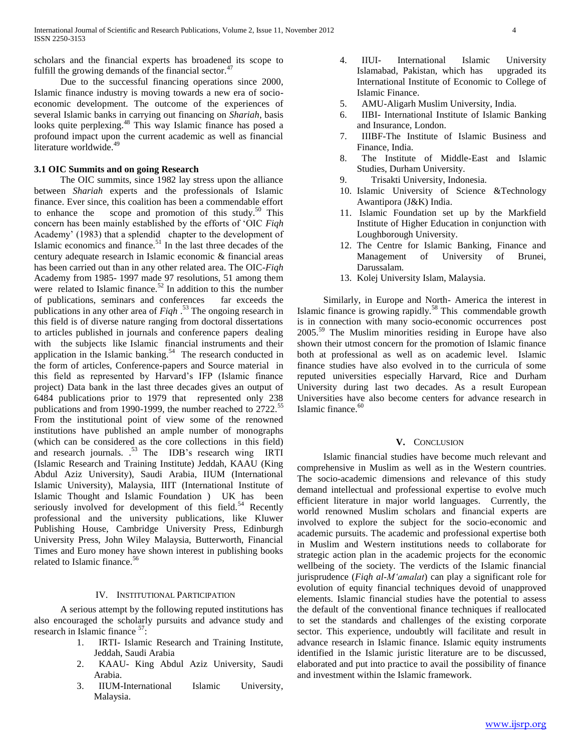scholars and the financial experts has broadened its scope to fulfill the growing demands of the financial sector.[47]

Due to the successful financing operations since 2000, Islamic finance industry is moving towards a new era of socio-economic development. The outcome of the experiences of several Islamic banks in carrying out financing on *Shariah*, basis looks quite perplexing.[48] This way Islamic finance has posed a profound impact upon the current academic as well as financial literature worldwide.[49]

### 3.1 OIC Summits and on going Research

The OIC summits, since 1982 lay stress upon the alliance between *Shariah* experts and the professionals of Islamic finance. Ever since, this coalition has been a commendable effort to enhance the scope and promotion of this study.[50] This concern has been mainly established by the efforts of 'OIC *Fiqh* Academy' (1983) that a splendid chapter to the development of Islamic economics and finance.[51] In the last three decades of the century adequate research in Islamic economic & financial areas has been carried out than in any other related area. The OIC-*Fiqh* Academy from 1985- 1997 made 97 resolutions, 51 among them were related to Islamic finance.[52] In addition to this the number of publications, seminars and conferences far exceeds the publications in any other area of *Fiqh* .[53] The ongoing research in this field is of diverse nature ranging from doctoral dissertations to articles published in journals and conference papers dealing with the subjects like Islamic financial instruments and their application in the Islamic banking.[54] The research conducted in the form of articles, Conference-papers and Source material in this field as represented by Harvard's IFP (Islamic finance project) Data bank in the last three decades gives an output of 6484 publications prior to 1979 that represented only 238 publications and from 1990-1999, the number reached to 2722.[55] From the institutional point of view some of the renowned institutions have published an ample number of monographs (which can be considered as the core collections in this field) and research journals. .[53] The IDB's research wing IRTI (Islamic Research and Training Institute) Jeddah, KAAU (King Abdul Aziz University), Saudi Arabia, IIUM (International Islamic University), Malaysia, IIIT (International Institute of Islamic Thought and Islamic Foundation ) UK has been seriously involved for development of this field.[54] Recently professional and the university publications, like Kluwer Publishing House, Cambridge University Press, Edinburgh University Press, John Wiley Malaysia, Butterworth, Financial Times and Euro money have shown interest in publishing books related to Islamic finance.[56]

## IV. Institutional Participation

A serious attempt by the following reputed institutions has also encouraged the scholarly pursuits and advance study and research in Islamic finance [57]:

1. IRTI- Islamic Research and Training Institute, Jeddah, Saudi Arabia
2. KAAU- King Abdul Aziz University, Saudi Arabia.
3. IIUM-International Islamic University, Malaysia.
4. IIUI- International Islamic University Islamabad, Pakistan, which has upgraded its International Institute of Economic to College of Islamic Finance.
5. AMU-Aligarh Muslim University, India.
6. IIBI- International Institute of Islamic Banking and Insurance, London.
7. IIIBF-The Institute of Islamic Business and Finance, India.
8. The Institute of Middle-East and Islamic Studies, Durham University.
9. Trisakti University, Indonesia.
10. Islamic University of Science &Technology Awantipora (J&K) India.
11. Islamic Foundation set up by the Markfield Institute of Higher Education in conjunction with Loughborough University.
12. The Centre for Islamic Banking, Finance and Management of University of Brunei, Darussalam.
13. Kolej University Islam, Malaysia.

Similarly, in Europe and North- America the interest in Islamic finance is growing rapidly.[58] This commendable growth is in connection with many socio-economic occurrences post 2005.[59] The Muslim minorities residing in Europe have also shown their utmost concern for the promotion of Islamic finance both at professional as well as on academic level. Islamic finance studies have also evolved in to the curricula of some reputed universities especially Harvard, Rice and Durham University during last two decades. As a result European Universities have also become centers for advance research in Islamic finance.[60]

## V. Conclusion

Islamic financial studies have become much relevant and comprehensive in Muslim as well as in the Western countries. The socio-academic dimensions and relevance of this study demand intellectual and professional expertise to evolve much efficient literature in major world languages. Currently, the world renowned Muslim scholars and financial experts are involved to explore the subject for the socio-economic and academic pursuits. The academic and professional expertise both in Muslim and Western institutions needs to collaborate for strategic action plan in the academic projects for the economic wellbeing of the society. The verdicts of the Islamic financial jurisprudence (*Fiqh al-M'amalat*) can play a significant role for evolution of equity financial techniques devoid of unapproved elements. Islamic financial studies have the potential to assess the default of the conventional finance techniques if reallocated to set the standards and challenges of the existing corporate sector. This experience, undoubtly will facilitate and result in advance research in Islamic finance. Islamic equity instruments identified in the Islamic juristic literature are to be discussed, elaborated and put into practice to avail the possibility of finance and investment within the Islamic framework.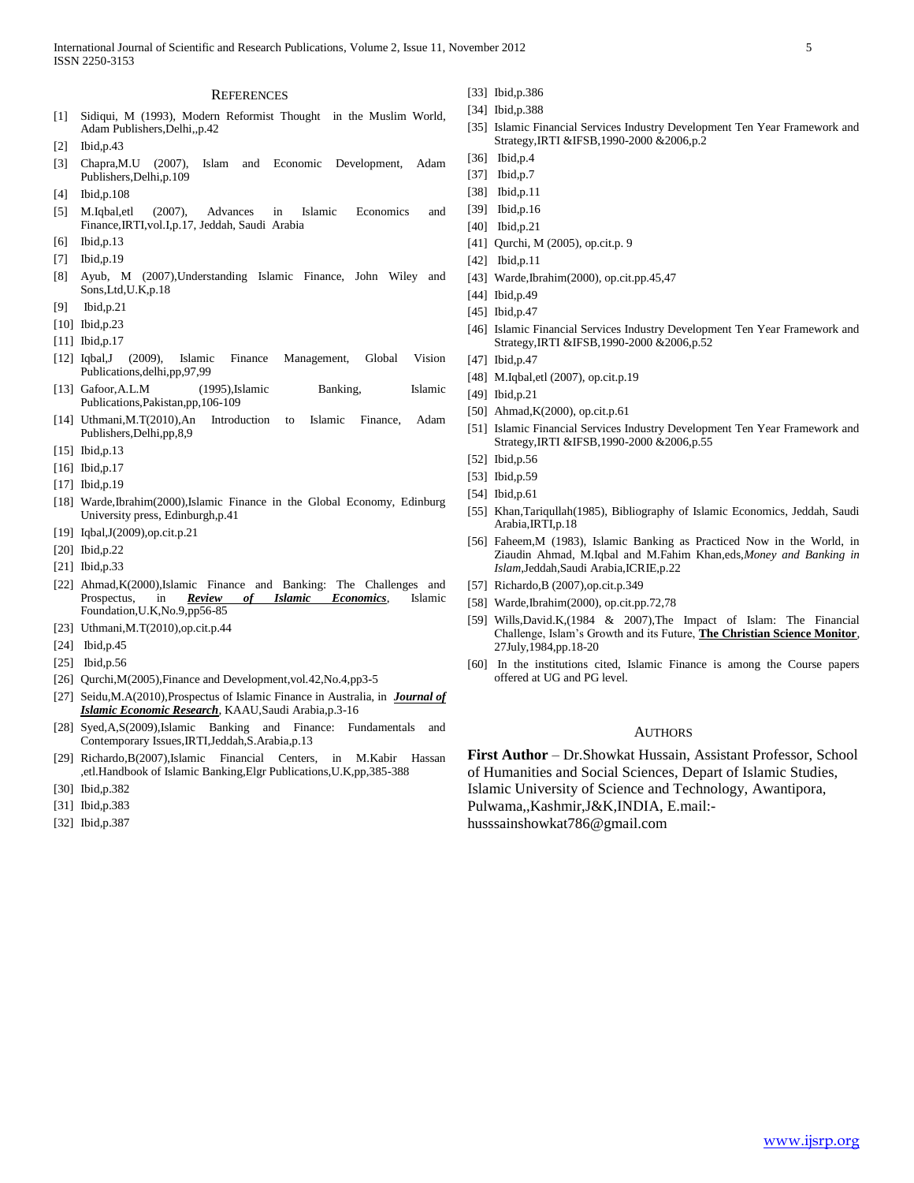## REFERENCES

[1] Sidiqui, M (1993), Modern Reformist Thought in the Muslim World, Adam Publishers,Delhi,,p.42

[2] Ibid,p.43

[3] Chapra,M.U (2007), Islam and Economic Development, Adam Publishers,Delhi,p.109

[4] Ibid,p.108

[5] M.Iqbal,etl (2007), Advances in Islamic Economics and Finance,IRTI,vol.I,p.17, Jeddah, Saudi Arabia

[6] Ibid,p.13

[7] Ibid,p.19

[8] Ayub, M (2007),Understanding Islamic Finance, John Wiley and Sons,Ltd,U.K,p.18

[9] Ibid,p.21

[10] Ibid,p.23

[11] Ibid,p.17

[12] Iqbal,J (2009), Islamic Finance Management, Global Vision Publications,delhi,pp,97,99

[13] Gafoor,A.L.M (1995),Islamic Banking, Islamic Publications,Pakistan,pp,106-109

[14] Uthmani,M.T(2010),An Introduction to Islamic Finance, Adam Publishers,Delhi,pp,8,9

[15] Ibid,p.13

[16] Ibid,p.17

[17] Ibid,p.19

[18] Warde,Ibrahim(2000),Islamic Finance in the Global Economy, Edinburg University press, Edinburgh,p.41

[19] Iqbal,J(2009),op.cit.p.21

[20] Ibid,p.22

[21] Ibid,p.33

[22] Ahmad,K(2000),Islamic Finance and Banking: The Challenges and Prospectus, in ***Review of Islamic Economics***, Islamic Foundation,U.K,No.9,pp56-85

[23] Uthmani,M.T(2010),op.cit.p.44

[24] Ibid,p.45

[25] Ibid,p.56

[26] Qurchi,M(2005),Finance and Development,vol.42,No.4,pp3-5

[27] Seidu,M.A(2010),Prospectus of Islamic Finance in Australia, in ***Journal of Islamic Economic Research***, KAAU,Saudi Arabia,p.3-16

[28] Syed,A,S(2009),Islamic Banking and Finance: Fundamentals and Contemporary Issues,IRTI,Jeddah,S.Arabia,p.13

[29] Richardo,B(2007),Islamic Financial Centers, in M.Kabir Hassan ,etl.Handbook of Islamic Banking,Elgr Publications,U.K,pp,385-388

[30] Ibid,p.382

[31] Ibid,p.383

[32] Ibid,p.387

[33] Ibid,p.386

[34] Ibid,p.388

[35] Islamic Financial Services Industry Development Ten Year Framework and Strategy,IRTI &IFSB,1990-2000 &2006,p.2

[36] Ibid,p.4

[37] Ibid,p.7

[38] Ibid,p.11

[39] Ibid,p.16

[40] Ibid,p.21

[41] Qurchi, M (2005), op.cit.p. 9

[42] Ibid,p.11

[43] Warde,Ibrahim(2000), op.cit.pp.45,47

[44] Ibid,p.49

[45] Ibid,p.47

[46] Islamic Financial Services Industry Development Ten Year Framework and Strategy,IRTI &IFSB,1990-2000 &2006,p.52

[47] Ibid,p.47

[48] M.Iqbal,etl (2007), op.cit.p.19

[49] Ibid,p.21

[50] Ahmad,K(2000), op.cit.p.61

[51] Islamic Financial Services Industry Development Ten Year Framework and Strategy,IRTI &IFSB,1990-2000 &2006,p.55

[52] Ibid,p.56

[53] Ibid,p.59

[54] Ibid,p.61

[55] Khan,Tariqullah(1985), Bibliography of Islamic Economics, Jeddah, Saudi Arabia,IRTI,p.18

[56] Faheem,M (1983), Islamic Banking as Practiced Now in the World, in Ziaudin Ahmad, M.Iqbal and M.Fahim Khan,eds,*Money and Banking in Islam*,Jeddah,Saudi Arabia,ICRIE,p.22

[57] Richardo,B (2007),op.cit.p.349

[58] Warde,Ibrahim(2000), op.cit.pp.72,78

[59] Wills,David.K,(1984 & 2007),The Impact of Islam: The Financial Challenge, Islam's Growth and its Future, **The Christian Science Monitor**, 27July,1984,pp.18-20

[60] In the institutions cited, Islamic Finance is among the Course papers offered at UG and PG level.

## AUTHORS

**First Author** – Dr.Showkat Hussain, Assistant Professor, School of Humanities and Social Sciences, Depart of Islamic Studies, Islamic University of Science and Technology, Awantipora, Pulwama,,Kashmir,J&K,INDIA, E.mail:- husssainshowkat786@gmail.com